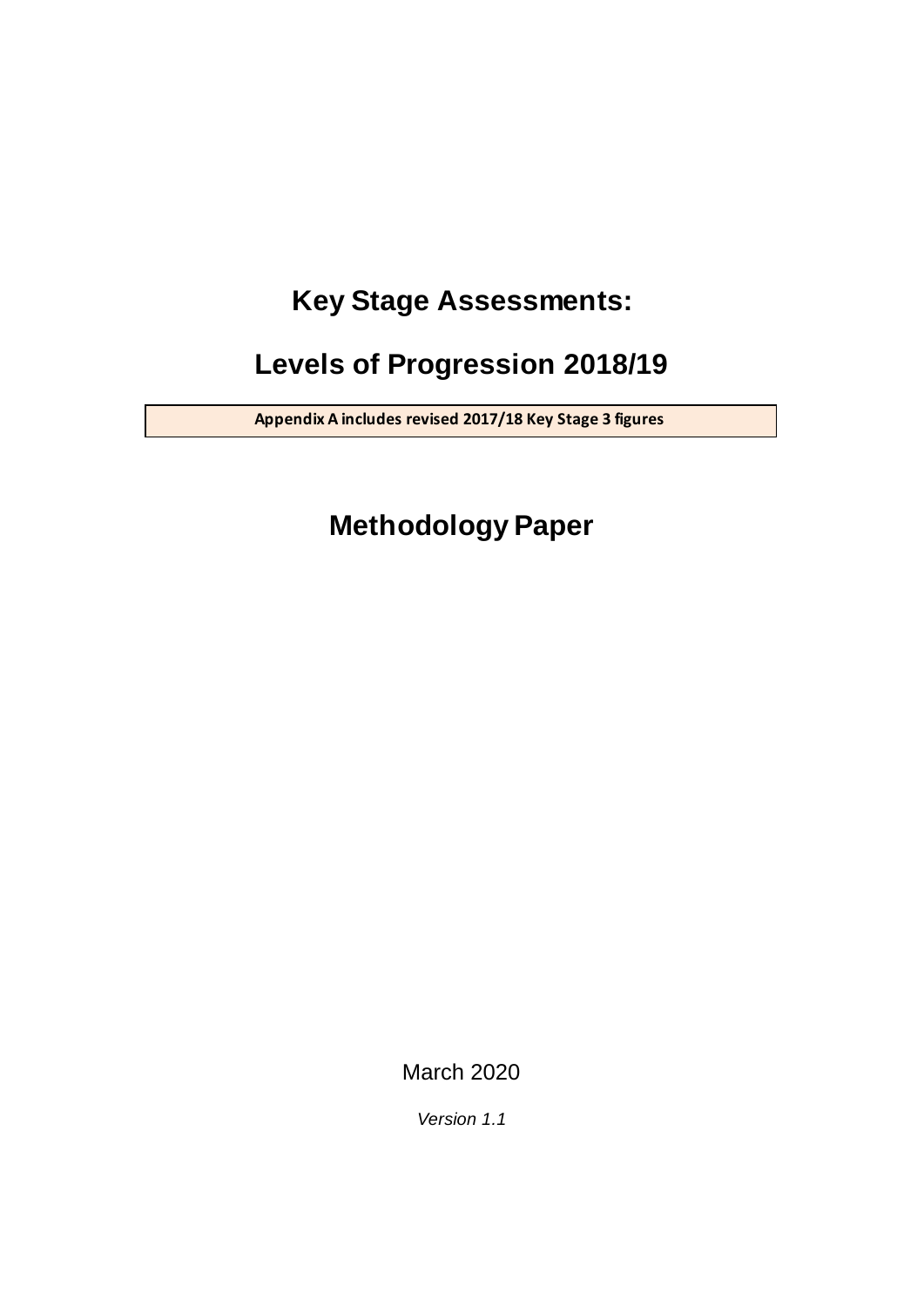# Key Stage Assessments:

# Levels of Progression 2018/19

**Appendix A includes revised 2017/18 Key Stage 3 figures**

# Methodology Paper

March 2020

*Version 1.1*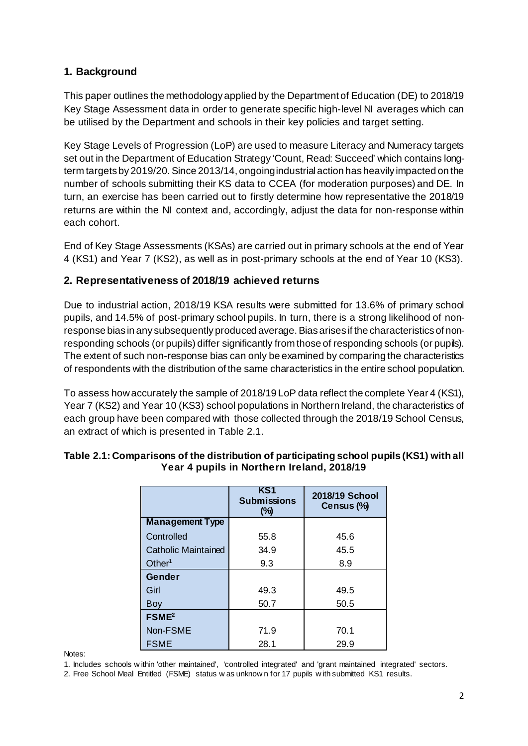## 1. Background

This paper outlines the methodology applied by the Department of Education (DE) to 2018/19 Key Stage Assessment data in order to generate specific high-level NI averages which can be utilised by the Department and schools in their key policies and target setting.

Key Stage Levels of Progression (LoP) are used to measure Literacy and Numeracy targets set out in the Department of Education Strategy 'Count, Read: Succeed' which contains long-term targets by 2019/20. Since 2013/14, ongoing industrial action has heavily impacted on the number of schools submitting their KS data to CCEA (for moderation purposes) and DE. In turn, an exercise has been carried out to firstly determine how representative the 2018/19 returns are within the NI context and, accordingly, adjust the data for non-response within each cohort.

End of Key Stage Assessments (KSAs) are carried out in primary schools at the end of Year 4 (KS1) and Year 7 (KS2), as well as in post-primary schools at the end of Year 10 (KS3).

## 2. Representativeness of 2018/19 achieved returns

Due to industrial action, 2018/19 KSA results were submitted for 13.6% of primary school pupils, and 14.5% of post-primary school pupils. In turn, there is a strong likelihood of non-response bias in any subsequently produced average. Bias arises if the characteristics of non-responding schools (or pupils) differ significantly from those of responding schools (or pupils). The extent of such non-response bias can only be examined by comparing the characteristics of respondents with the distribution of the same characteristics in the entire school population.

To assess how accurately the sample of 2018/19 LoP data reflect the complete Year 4 (KS1), Year 7 (KS2) and Year 10 (KS3) school populations in Northern Ireland, the characteristics of each group have been compared with those collected through the 2018/19 School Census, an extract of which is presented in Table 2.1.

**Table 2.1: Comparisons of the distribution of participating school pupils (KS1) with all Year 4 pupils in Northern Ireland, 2018/19**

| | KS1 Submissions (%) | 2018/19 School Census (%) |
|---|---|---|
| **Management Type** | | |
| Controlled | 55.8 | 45.6 |
| Catholic Maintained | 34.9 | 45.5 |
| Other[1] | 9.3 | 8.9 |
| **Gender** | | |
| Girl | 49.3 | 49.5 |
| Boy | 50.7 | 50.5 |
| **FSME[2]** | | |
| Non-FSME | 71.9 | 70.1 |
| FSME | 28.1 | 29.9 |

Notes:

1. Includes schools within 'other maintained', 'controlled integrated' and 'grant maintained integrated' sectors.
2. Free School Meal Entitled (FSME) status was unknown for 17 pupils with submitted KS1 results.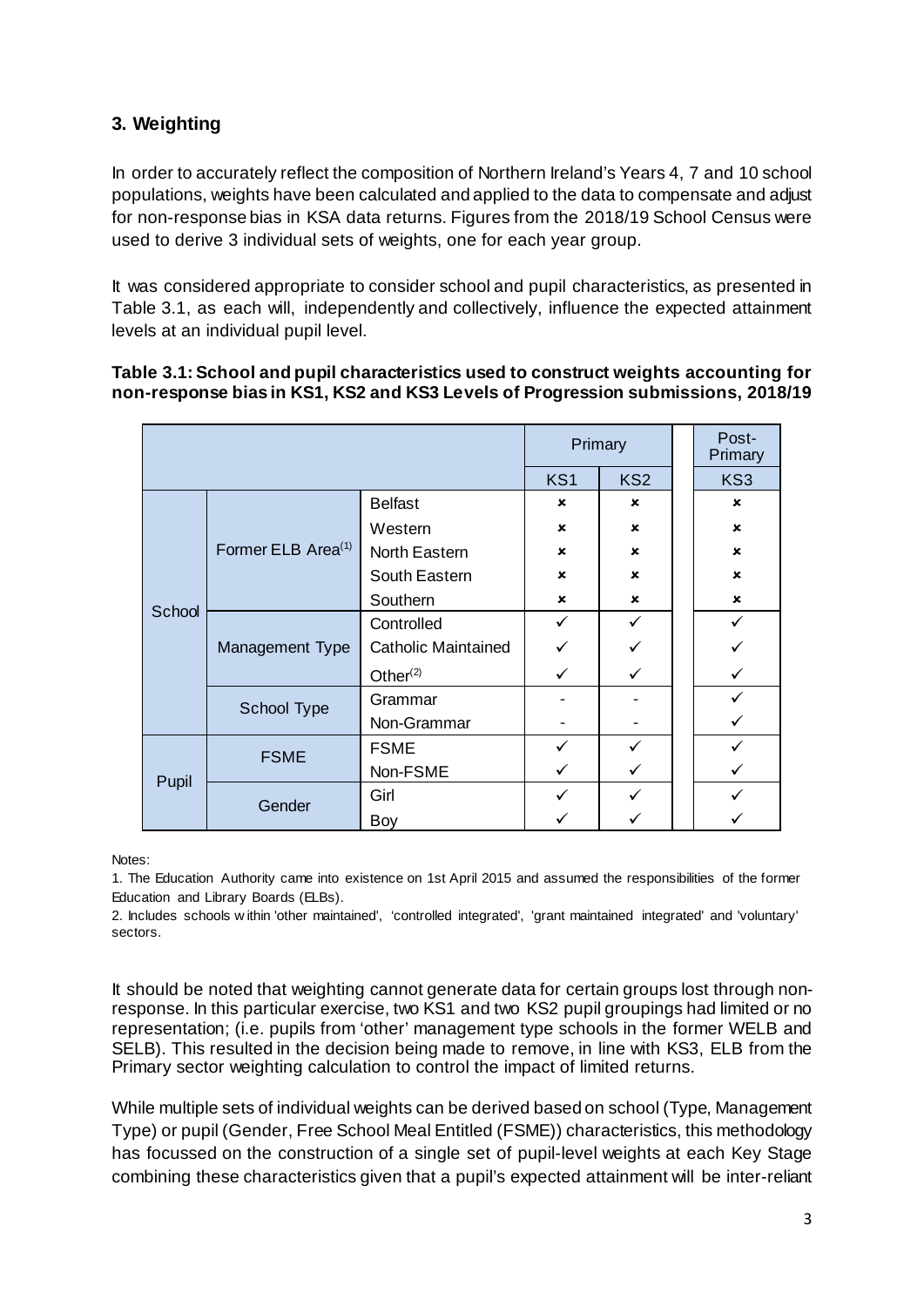## 3. Weighting

In order to accurately reflect the composition of Northern Ireland's Years 4, 7 and 10 school populations, weights have been calculated and applied to the data to compensate and adjust for non-response bias in KSA data returns. Figures from the 2018/19 School Census were used to derive 3 individual sets of weights, one for each year group.

It was considered appropriate to consider school and pupil characteristics, as presented in Table 3.1, as each will, independently and collectively, influence the expected attainment levels at an individual pupil level.

**Table 3.1: School and pupil characteristics used to construct weights accounting for non-response bias in KS1, KS2 and KS3 Levels of Progression submissions, 2018/19**

| | | | Primary | | Post-Primary |
|---|---|---|---|---|---|
| | | | KS1 | KS2 | KS3 |
| School | Former ELB Area[1] | Belfast | ✗ | ✗ | ✗ |
| | | Western | ✗ | ✗ | ✗ |
| | | North Eastern | ✗ | ✗ | ✗ |
| | | South Eastern | ✗ | ✗ | ✗ |
| | | Southern | ✗ | ✗ | ✗ |
| | Management Type | Controlled | ✓ | ✓ | ✓ |
| | | Catholic Maintained | ✓ | ✓ | ✓ |
| | | Other[2] | ✓ | ✓ | ✓ |
| | School Type | Grammar | - | - | ✓ |
| | | Non-Grammar | - | - | ✓ |
| Pupil | FSME | FSME | ✓ | ✓ | ✓ |
| | | Non-FSME | ✓ | ✓ | ✓ |
| | Gender | Girl | ✓ | ✓ | ✓ |
| | | Boy | ✓ | ✓ | ✓ |

Notes:

1. The Education Authority came into existence on 1st April 2015 and assumed the responsibilities of the former Education and Library Boards (ELBs).
2. Includes schools within 'other maintained', 'controlled integrated', 'grant maintained integrated' and 'voluntary' sectors.

It should be noted that weighting cannot generate data for certain groups lost through non-response. In this particular exercise, two KS1 and two KS2 pupil groupings had limited or no representation; (i.e. pupils from 'other' management type schools in the former WELB and SELB). This resulted in the decision being made to remove, in line with KS3, ELB from the Primary sector weighting calculation to control the impact of limited returns.

While multiple sets of individual weights can be derived based on school (Type, Management Type) or pupil (Gender, Free School Meal Entitled (FSME)) characteristics, this methodology has focussed on the construction of a single set of pupil-level weights at each Key Stage combining these characteristics given that a pupil's expected attainment will be inter-reliant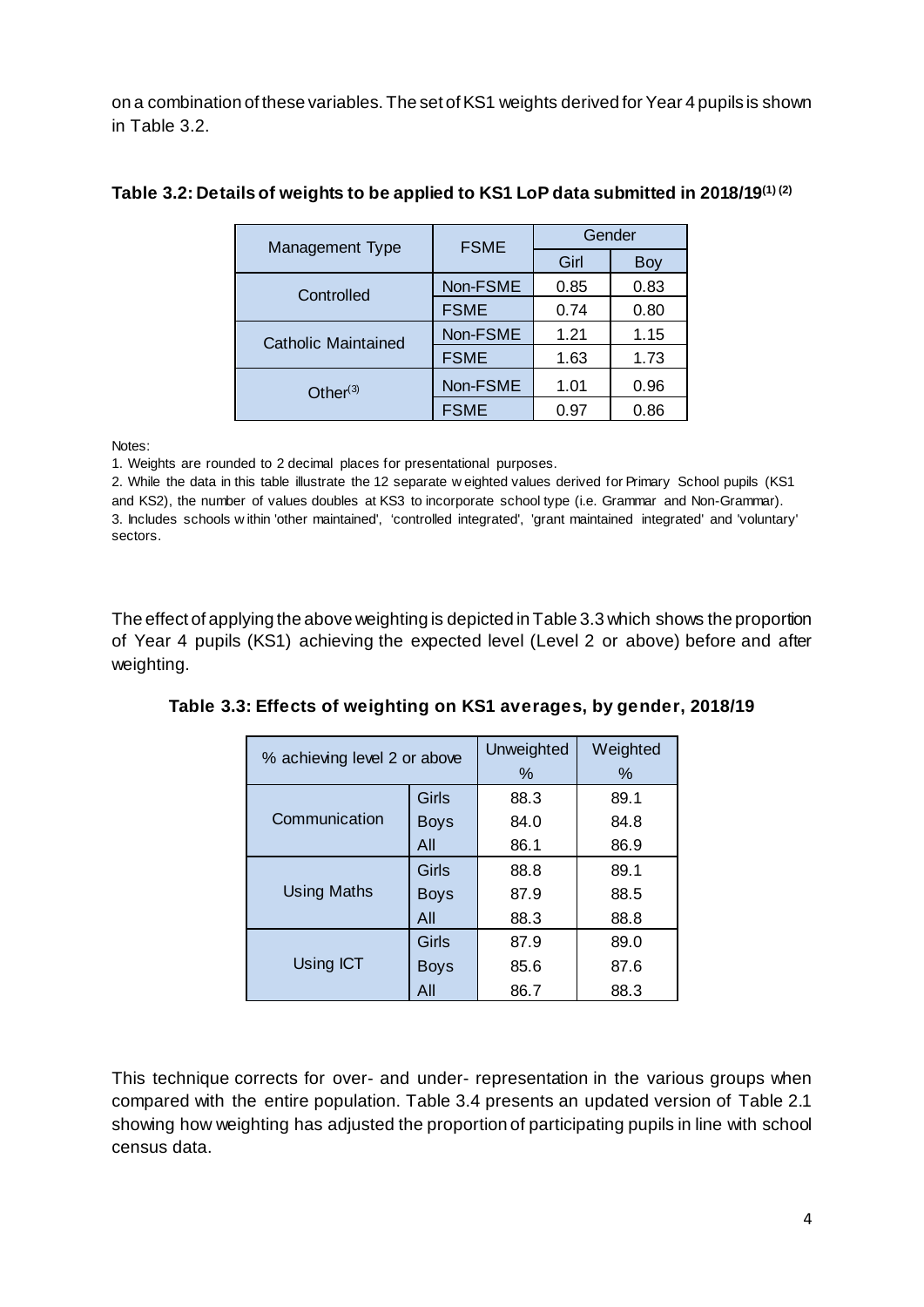on a combination of these variables. The set of KS1 weights derived for Year 4 pupils is shown in Table 3.2.

**Table 3.2: Details of weights to be applied to KS1 LoP data submitted in 2018/19[(1) (2)]**

| Management Type | FSME | Gender | |
|---|---|---|---|
| | | Girl | Boy |
| Controlled | Non-FSME | 0.85 | 0.83 |
| | FSME | 0.74 | 0.80 |
| Catholic Maintained | Non-FSME | 1.21 | 1.15 |
| | FSME | 1.63 | 1.73 |
| Other[(3)] | Non-FSME | 1.01 | 0.96 |
| | FSME | 0.97 | 0.86 |

Notes:

1. Weights are rounded to 2 decimal places for presentational purposes.
2. While the data in this table illustrate the 12 separate weighted values derived for Primary School pupils (KS1 and KS2), the number of values doubles at KS3 to incorporate school type (i.e. Grammar and Non-Grammar).
3. Includes schools within 'other maintained', 'controlled integrated', 'grant maintained integrated' and 'voluntary' sectors.

The effect of applying the above weighting is depicted in Table 3.3 which shows the proportion of Year 4 pupils (KS1) achieving the expected level (Level 2 or above) before and after weighting.

**Table 3.3: Effects of weighting on KS1 averages, by gender, 2018/19**

| % achieving level 2 or above | | Unweighted % | Weighted % |
|---|---|---|---|
| Communication | Girls | 88.3 | 89.1 |
| | Boys | 84.0 | 84.8 |
| | All | 86.1 | 86.9 |
| Using Maths | Girls | 88.8 | 89.1 |
| | Boys | 87.9 | 88.5 |
| | All | 88.3 | 88.8 |
| Using ICT | Girls | 87.9 | 89.0 |
| | Boys | 85.6 | 87.6 |
| | All | 86.7 | 88.3 |

This technique corrects for over- and under- representation in the various groups when compared with the entire population. Table 3.4 presents an updated version of Table 2.1 showing how weighting has adjusted the proportion of participating pupils in line with school census data.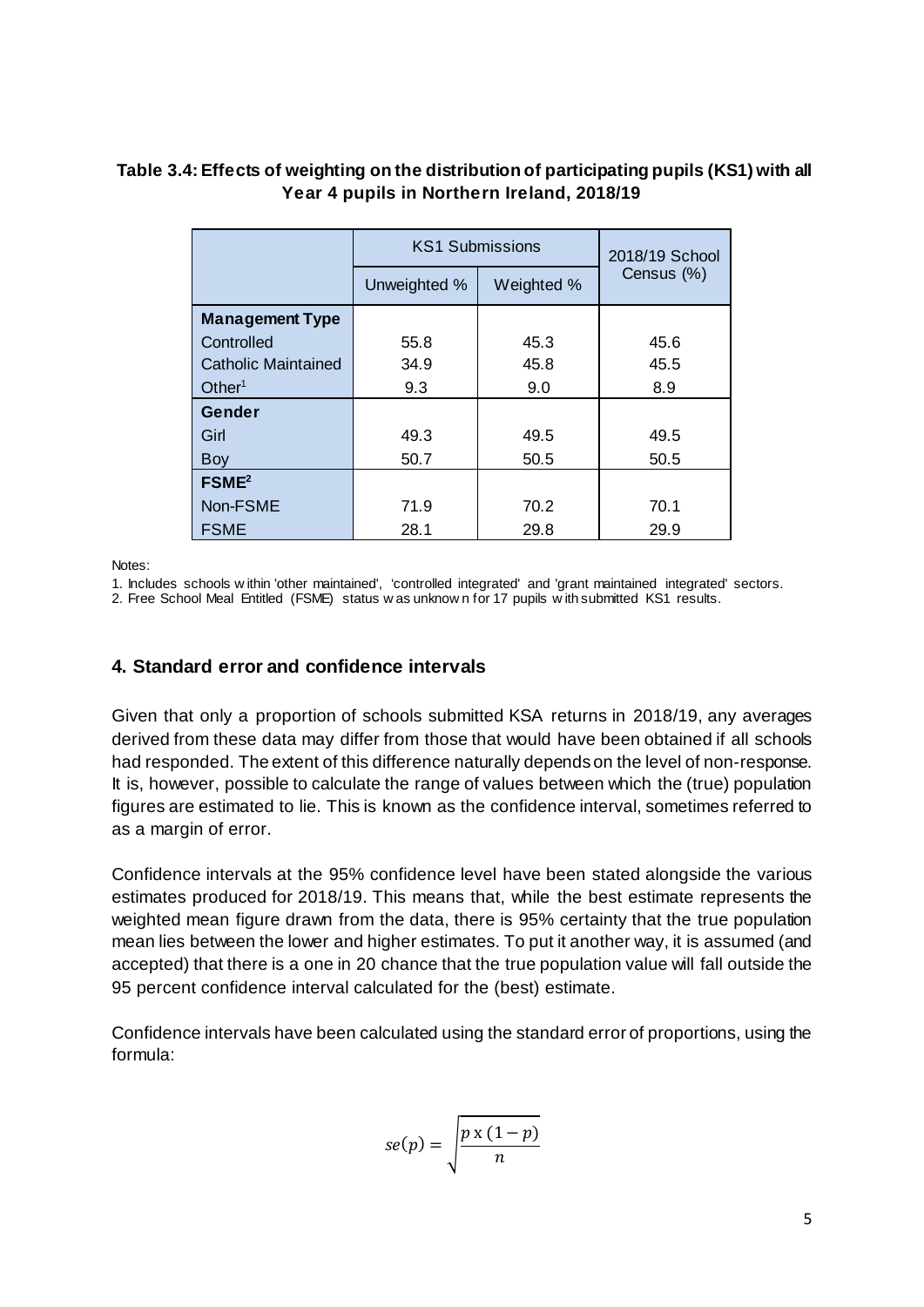**Table 3.4: Effects of weighting on the distribution of participating pupils (KS1) with all Year 4 pupils in Northern Ireland, 2018/19**

| | KS1 Submissions | | 2018/19 School Census (%) |
|---|---|---|---|
| | Unweighted % | Weighted % | |
| **Management Type** | | | |
| Controlled | 55.8 | 45.3 | 45.6 |
| Catholic Maintained | 34.9 | 45.8 | 45.5 |
| Other[1] | 9.3 | 9.0 | 8.9 |
| **Gender** | | | |
| Girl | 49.3 | 49.5 | 49.5 |
| Boy | 50.7 | 50.5 | 50.5 |
| **FSME[2]** | | | |
| Non-FSME | 71.9 | 70.2 | 70.1 |
| FSME | 28.1 | 29.8 | 29.9 |

Notes:

1. Includes schools within 'other maintained', 'controlled integrated' and 'grant maintained integrated' sectors.
2. Free School Meal Entitled (FSME) status was unknown for 17 pupils with submitted KS1 results.

## 4. Standard error and confidence intervals

Given that only a proportion of schools submitted KSA returns in 2018/19, any averages derived from these data may differ from those that would have been obtained if all schools had responded. The extent of this difference naturally depends on the level of non-response. It is, however, possible to calculate the range of values between which the (true) population figures are estimated to lie. This is known as the confidence interval, sometimes referred to as a margin of error.

Confidence intervals at the 95% confidence level have been stated alongside the various estimates produced for 2018/19. This means that, while the best estimate represents the weighted mean figure drawn from the data, there is 95% certainty that the true population mean lies between the lower and higher estimates. To put it another way, it is assumed (and accepted) that there is a one in 20 chance that the true population value will fall outside the 95 percent confidence interval calculated for the (best) estimate.

Confidence intervals have been calculated using the standard error of proportions, using the formula:

$$se(p) = \sqrt{\frac{p \times (1-p)}{n}}$$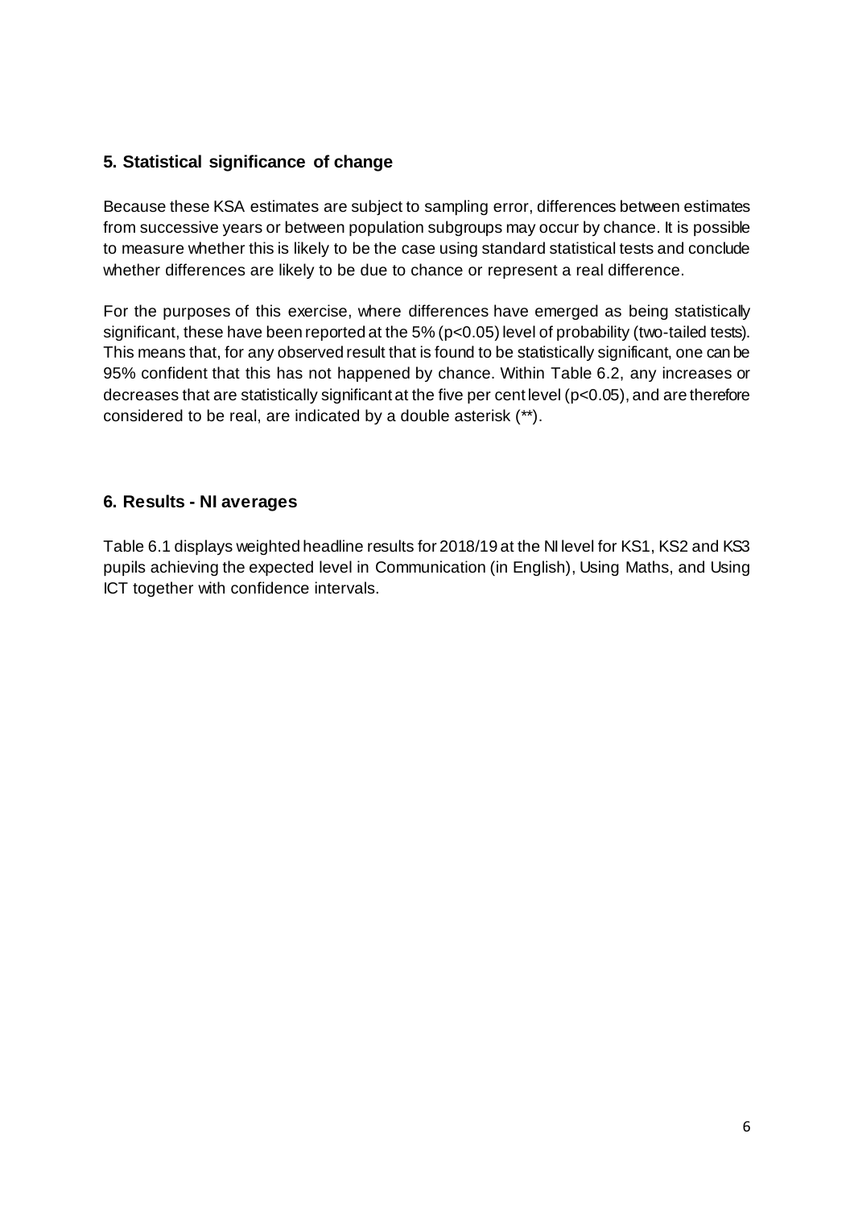## 5. Statistical significance of change

Because these KSA estimates are subject to sampling error, differences between estimates from successive years or between population subgroups may occur by chance. It is possible to measure whether this is likely to be the case using standard statistical tests and conclude whether differences are likely to be due to chance or represent a real difference.

For the purposes of this exercise, where differences have emerged as being statistically significant, these have been reported at the 5% ($p<0.05$) level of probability (two-tailed tests). This means that, for any observed result that is found to be statistically significant, one can be 95% confident that this has not happened by chance. Within Table 6.2, any increases or decreases that are statistically significant at the five per cent level ($p<0.05$), and are therefore considered to be real, are indicated by a double asterisk (**).

## 6. Results - NI averages

Table 6.1 displays weighted headline results for 2018/19 at the NI level for KS1, KS2 and KS3 pupils achieving the expected level in Communication (in English), Using Maths, and Using ICT together with confidence intervals.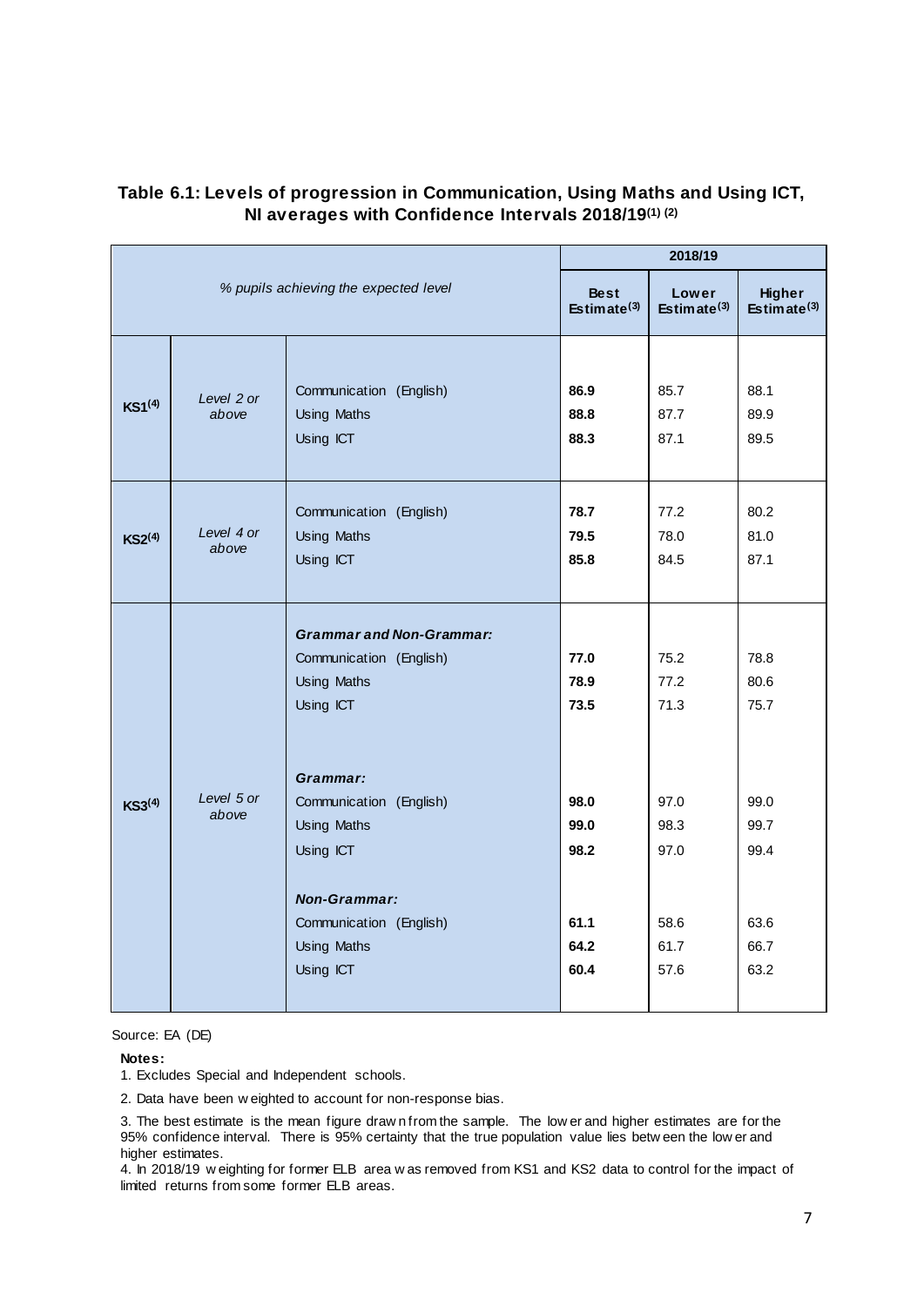### Table 6.1: Levels of progression in Communication, Using Maths and Using ICT, NI averages with Confidence Intervals 2018/19 (1) (2)

| % pupils achieving the expected level | | | 2018/19 | | |
|---|---|---|---|---|---|
| | | | **Best Estimate (3)** | **Lower Estimate (3)** | **Higher Estimate (3)** |
| **KS1 (4)** | *Level 2 or above* | Communication (English) | **86.9** | 85.7 | 88.1 |
| | | Using Maths | **88.8** | 87.7 | 89.9 |
| | | Using ICT | **88.3** | 87.1 | 89.5 |
| **KS2 (4)** | *Level 4 or above* | Communication (English) | **78.7** | 77.2 | 80.2 |
| | | Using Maths | **79.5** | 78.0 | 81.0 |
| | | Using ICT | **85.8** | 84.5 | 87.1 |
| **KS3 (4)** | *Level 5 or above* | ***Grammar and Non-Grammar:*** | | | |
| | | Communication (English) | **77.0** | 75.2 | 78.8 |
| | | Using Maths | **78.9** | 77.2 | 80.6 |
| | | Using ICT | **73.5** | 71.3 | 75.7 |
| | | ***Grammar:*** | | | |
| | | Communication (English) | **98.0** | 97.0 | 99.0 |
| | | Using Maths | **99.0** | 98.3 | 99.7 |
| | | Using ICT | **98.2** | 97.0 | 99.4 |
| | | ***Non-Grammar:*** | | | |
| | | Communication (English) | **61.1** | 58.6 | 63.6 |
| | | Using Maths | **64.2** | 61.7 | 66.7 |
| | | Using ICT | **60.4** | 57.6 | 63.2 |

Source: EA (DE)

**Notes:**

1. Excludes Special and Independent schools.
2. Data have been weighted to account for non-response bias.
3. The best estimate is the mean figure drawn from the sample. The lower and higher estimates are for the 95% confidence interval. There is 95% certainty that the true population value lies between the lower and higher estimates.
4. In 2018/19 weighting for former ELB area was removed from KS1 and KS2 data to control for the impact of limited returns from some former ELB areas.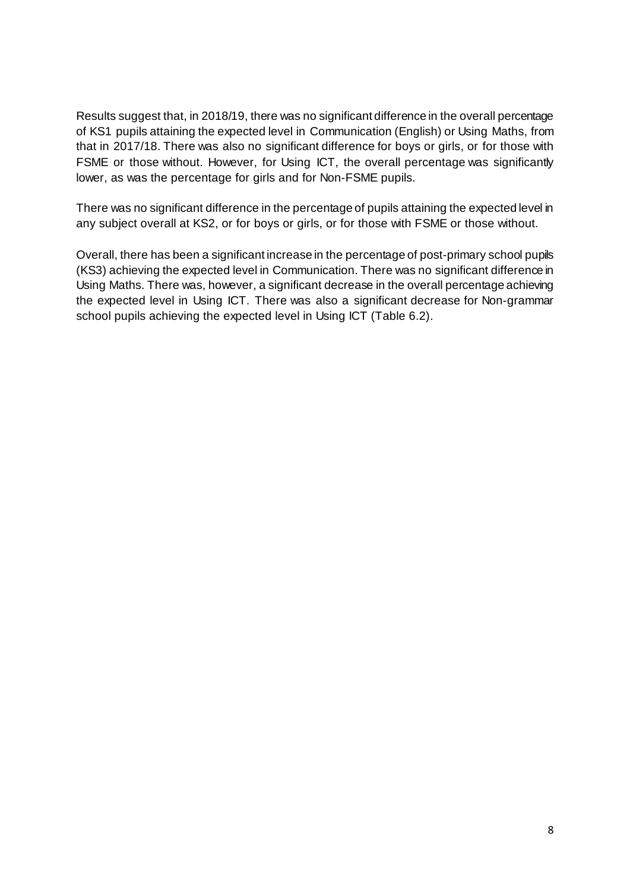Results suggest that, in 2018/19, there was no significant difference in the overall percentage of KS1 pupils attaining the expected level in Communication (English) or Using Maths, from that in 2017/18. There was also no significant difference for boys or girls, or for those with FSME or those without. However, for Using ICT, the overall percentage was significantly lower, as was the percentage for girls and for Non-FSME pupils.

There was no significant difference in the percentage of pupils attaining the expected level in any subject overall at KS2, or for boys or girls, or for those with FSME or those without.

Overall, there has been a significant increase in the percentage of post-primary school pupils (KS3) achieving the expected level in Communication. There was no significant difference in Using Maths. There was, however, a significant decrease in the overall percentage achieving the expected level in Using ICT. There was also a significant decrease for Non-grammar school pupils achieving the expected level in Using ICT (Table 6.2).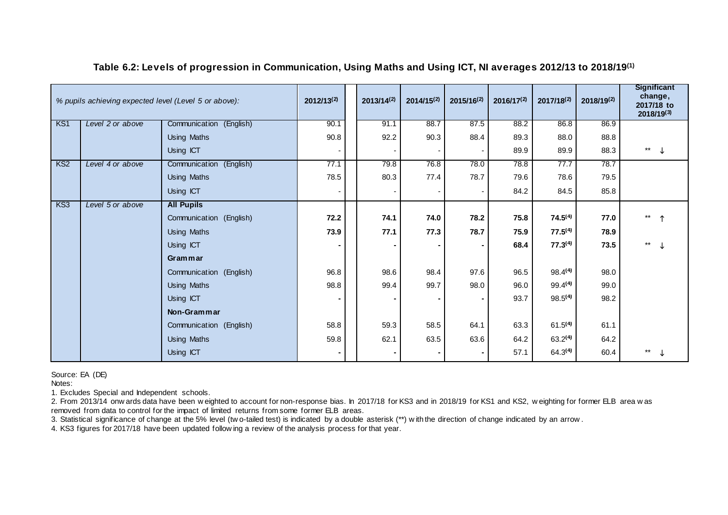**Table 6.2: Levels of progression in Communication, Using Maths and Using ICT, NI averages 2012/13 to 2018/19[1]**

| *% pupils achieving expected level (Level 5 or above):* | | | 2012/13[2] | 2013/14[2] | 2014/15[2] | 2015/16[2] | 2016/17[2] | 2017/18[2] | 2018/19[2] | Significant change, 2017/18 to 2018/19[3] |
|---|---|---|---|---|---|---|---|---|---|---|
| KS1 | *Level 2 or above* | Communication (English) | 90.1 | 91.1 | 88.7 | 87.5 | 88.2 | 86.8 | 86.9 | |
| | | Using Maths | 90.8 | 92.2 | 90.3 | 88.4 | 89.3 | 88.0 | 88.8 | |
| | | Using ICT | - | - | - | - | 89.9 | 89.9 | 88.3 | ** ↓ |
| KS2 | *Level 4 or above* | Communication (English) | 77.1 | 79.8 | 76.8 | 78.0 | 78.8 | 77.7 | 78.7 | |
| | | Using Maths | 78.5 | 80.3 | 77.4 | 78.7 | 79.6 | 78.6 | 79.5 | |
| | | Using ICT | - | - | - | - | 84.2 | 84.5 | 85.8 | |
| KS3 | *Level 5 or above* | **All Pupils** | | | | | | | | |
| | | Communication (English) | **72.2** | **74.1** | **74.0** | **78.2** | **75.8** | **74.5[4]** | **77.0** | ** ↑ |
| | | Using Maths | **73.9** | **77.1** | **77.3** | **78.7** | **75.9** | **77.5[4]** | **78.9** | |
| | | Using ICT | **-** | **-** | **-** | **-** | **68.4** | **77.3[4]** | **73.5** | ** ↓ |
| | | **Grammar** | | | | | | | | |
| | | Communication (English) | 96.8 | 98.6 | 98.4 | 97.6 | 96.5 | 98.4[4] | 98.0 | |
| | | Using Maths | 98.8 | 99.4 | 99.7 | 98.0 | 96.0 | 99.4[4] | 99.0 | |
| | | Using ICT | - | - | - | - | 93.7 | 98.5[4] | 98.2 | |
| | | **Non-Grammar** | | | | | | | | |
| | | Communication (English) | 58.8 | 59.3 | 58.5 | 64.1 | 63.3 | 61.5[4] | 61.1 | |
| | | Using Maths | 59.8 | 62.1 | 63.5 | 63.6 | 64.2 | 63.2[4] | 64.2 | |
| | | Using ICT | - | - | - | - | 57.1 | 64.3[4] | 60.4 | ** ↓ |

Source: EA (DE)

Notes:

1. Excludes Special and Independent schools.
2. From 2013/14 onwards data have been weighted to account for non-response bias. In 2017/18 for KS3 and in 2018/19 for KS1 and KS2, weighting for former ELB area was removed from data to control for the impact of limited returns from some former ELB areas.
3. Statistical significance of change at the 5% level (two-tailed test) is indicated by a double asterisk (**) with the direction of change indicated by an arrow.
4. KS3 figures for 2017/18 have been updated following a review of the analysis process for that year.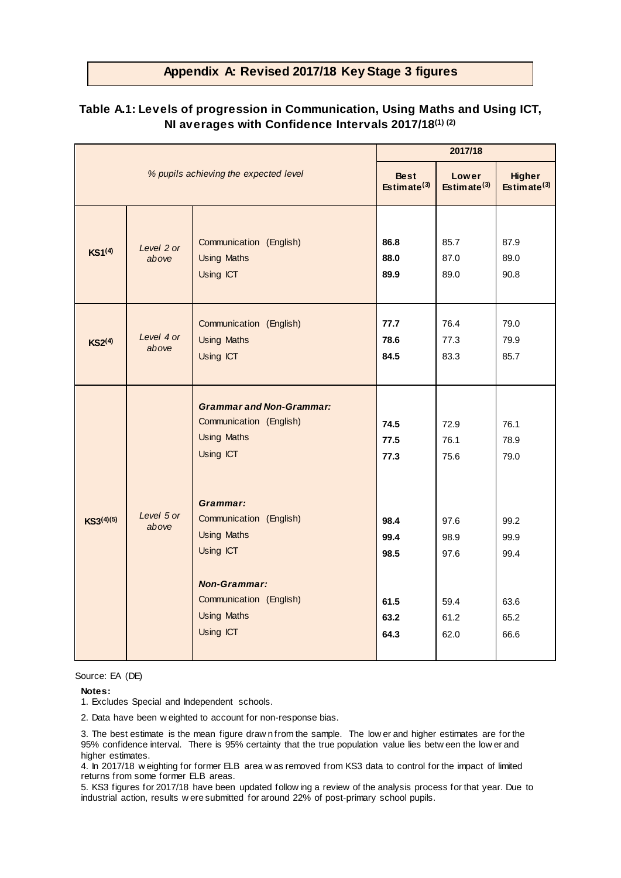## Appendix A: Revised 2017/18 Key Stage 3 figures

### Table A.1: Levels of progression in Communication, Using Maths and Using ICT, NI averages with Confidence Intervals 2017/18[(1) (2)]

| % pupils achieving the expected level | | | 2017/18 | | |
|---|---|---|---|---|---|
| | | | **Best Estimate[(3)]** | **Lower Estimate[(3)]** | **Higher Estimate[(3)]** |
| **KS1[(4)]** | *Level 2 or above* | Communication (English) | **86.8** | 85.7 | 87.9 |
| | | Using Maths | **88.0** | 87.0 | 89.0 |
| | | Using ICT | **89.9** | 89.0 | 90.8 |
| **KS2[(4)]** | *Level 4 or above* | Communication (English) | **77.7** | 76.4 | 79.0 |
| | | Using Maths | **78.6** | 77.3 | 79.9 |
| | | Using ICT | **84.5** | 83.3 | 85.7 |
| **KS3[(4)(5)]** | *Level 5 or above* | ***Grammar and Non-Grammar:*** | | | |
| | | Communication (English) | **74.5** | 72.9 | 76.1 |
| | | Using Maths | **77.5** | 76.1 | 78.9 |
| | | Using ICT | **77.3** | 75.6 | 79.0 |
| | | ***Grammar:*** | | | |
| | | Communication (English) | **98.4** | 97.6 | 99.2 |
| | | Using Maths | **99.4** | 98.9 | 99.9 |
| | | Using ICT | **98.5** | 97.6 | 99.4 |
| | | ***Non-Grammar:*** | | | |
| | | Communication (English) | **61.5** | 59.4 | 63.6 |
| | | Using Maths | **63.2** | 61.2 | 65.2 |
| | | Using ICT | **64.3** | 62.0 | 66.6 |

Source: EA (DE)

**Notes:**

1. Excludes Special and Independent schools.
2. Data have been weighted to account for non-response bias.
3. The best estimate is the mean figure drawn from the sample. The lower and higher estimates are for the 95% confidence interval. There is 95% certainty that the true population value lies between the lower and higher estimates.
4. In 2017/18 weighting for former ELB area was removed from KS3 data to control for the impact of limited returns from some former ELB areas.
5. KS3 figures for 2017/18 have been updated following a review of the analysis process for that year. Due to industrial action, results were submitted for around 22% of post-primary school pupils.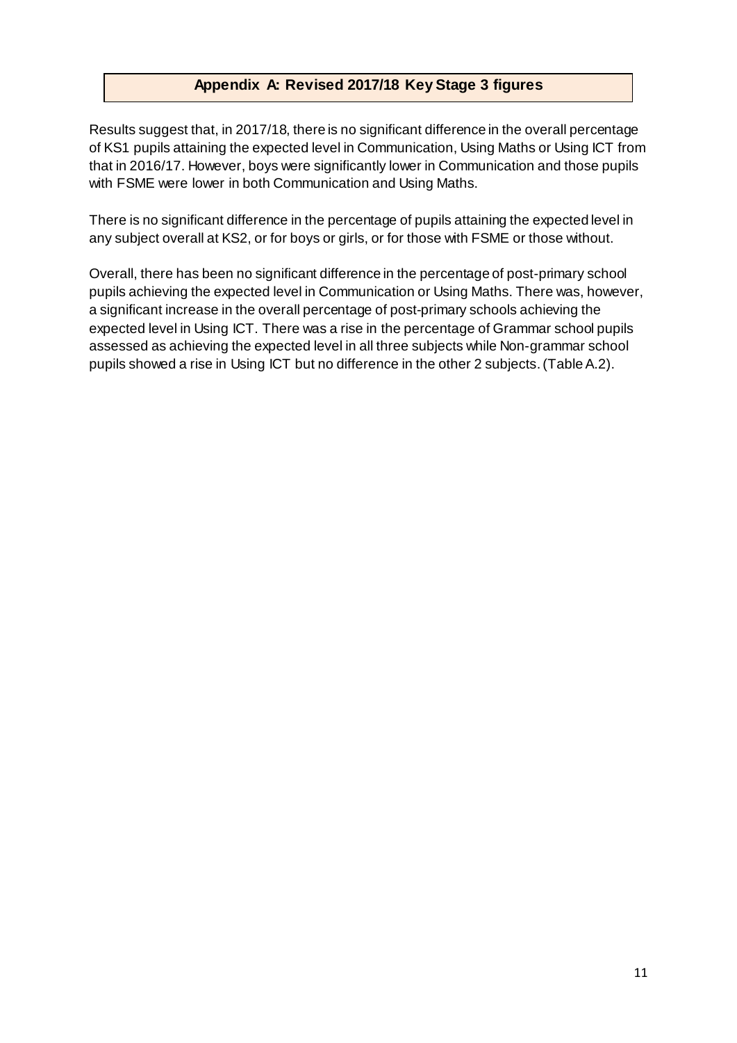## Appendix A: Revised 2017/18 Key Stage 3 figures

Results suggest that, in 2017/18, there is no significant difference in the overall percentage of KS1 pupils attaining the expected level in Communication, Using Maths or Using ICT from that in 2016/17. However, boys were significantly lower in Communication and those pupils with FSME were lower in both Communication and Using Maths.

There is no significant difference in the percentage of pupils attaining the expected level in any subject overall at KS2, or for boys or girls, or for those with FSME or those without.

Overall, there has been no significant difference in the percentage of post-primary school pupils achieving the expected level in Communication or Using Maths. There was, however, a significant increase in the overall percentage of post-primary schools achieving the expected level in Using ICT. There was a rise in the percentage of Grammar school pupils assessed as achieving the expected level in all three subjects while Non-grammar school pupils showed a rise in Using ICT but no difference in the other 2 subjects. (Table A.2).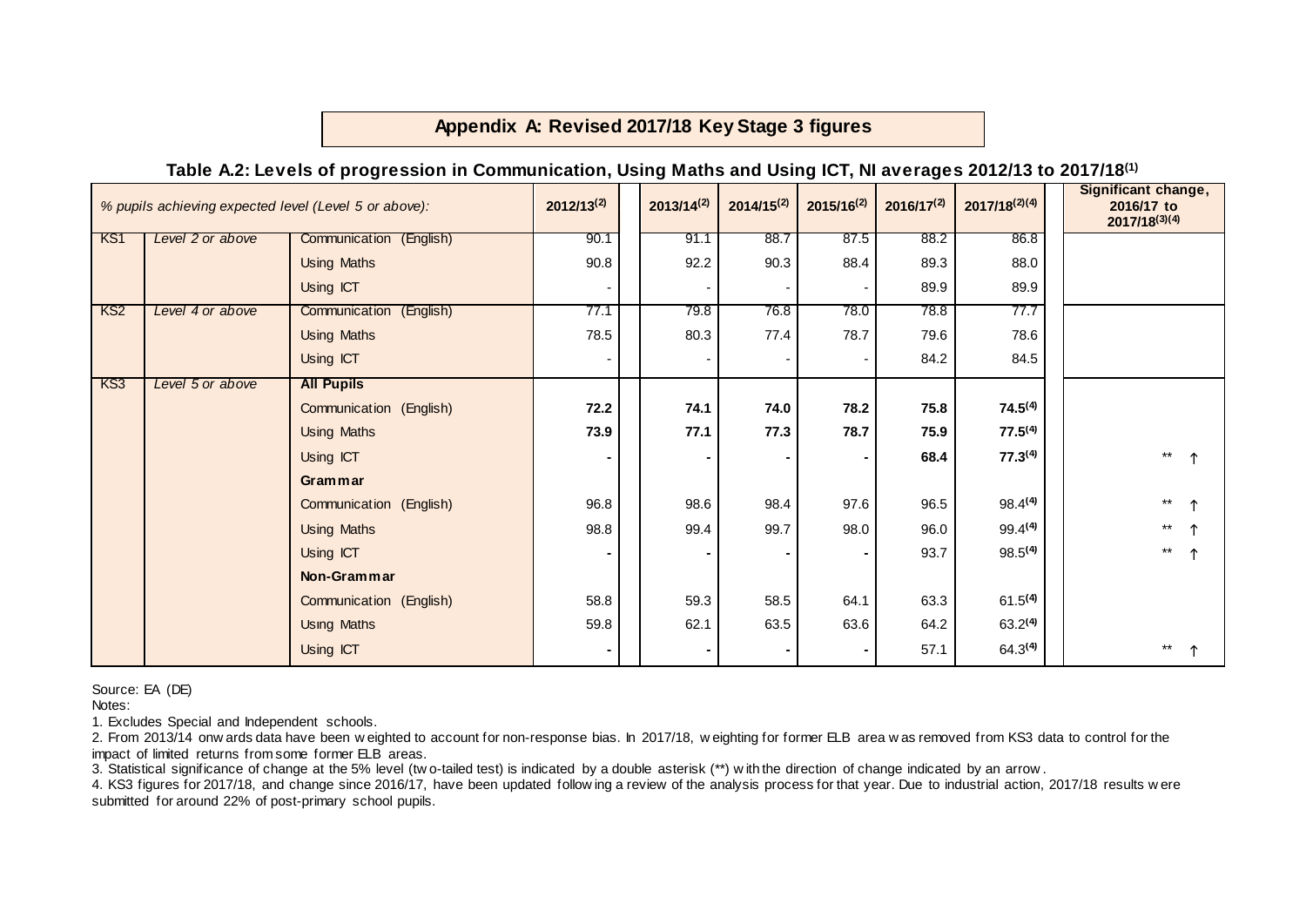## Appendix A: Revised 2017/18 Key Stage 3 figures

**Table A.2: Levels of progression in Communication, Using Maths and Using ICT, NI averages 2012/13 to 2017/18(1)**

| *% pupils achieving expected level (Level 5 or above):* | | | 2012/13(2) | 2013/14(2) | 2014/15(2) | 2015/16(2) | 2016/17(2) | 2017/18(2)(4) | Significant change, 2016/17 to 2017/18(3)(4) |
|---|---|---|---|---|---|---|---|---|---|
| KS1 | *Level 2 or above* | Communication (English) | 90.1 | 91.1 | 88.7 | 87.5 | 88.2 | 86.8 | |
| | | Using Maths | 90.8 | 92.2 | 90.3 | 88.4 | 89.3 | 88.0 | |
| | | Using ICT | - | - | - | - | 89.9 | 89.9 | |
| KS2 | *Level 4 or above* | Communication (English) | 77.1 | 79.8 | 76.8 | 78.0 | 78.8 | 77.7 | |
| | | Using Maths | 78.5 | 80.3 | 77.4 | 78.7 | 79.6 | 78.6 | |
| | | Using ICT | - | - | - | - | 84.2 | 84.5 | |
| KS3 | *Level 5 or above* | **All Pupils** | | | | | | | |
| | | Communication (English) | **72.2** | **74.1** | **74.0** | **78.2** | **75.8** | **74.5(4)** | |
| | | Using Maths | **73.9** | **77.1** | **77.3** | **78.7** | **75.9** | **77.5(4)** | |
| | | Using ICT | **-** | **-** | **-** | **-** | **68.4** | **77.3(4)** | ** ↑ |
| | | **Grammar** | | | | | | | |
| | | Communication (English) | 96.8 | 98.6 | 98.4 | 97.6 | 96.5 | 98.4(4) | ** ↑ |
| | | Using Maths | 98.8 | 99.4 | 99.7 | 98.0 | 96.0 | 99.4(4) | ** ↑ |
| | | Using ICT | - | - | - | - | 93.7 | 98.5(4) | ** ↑ |
| | | **Non-Grammar** | | | | | | | |
| | | Communication (English) | 58.8 | 59.3 | 58.5 | 64.1 | 63.3 | 61.5(4) | |
| | | Using Maths | 59.8 | 62.1 | 63.5 | 63.6 | 64.2 | 63.2(4) | |
| | | Using ICT | - | - | - | - | 57.1 | 64.3(4) | ** ↑ |

Source: EA (DE)

Notes:

1. Excludes Special and Independent schools.
2. From 2013/14 onwards data have been weighted to account for non-response bias. In 2017/18, weighting for former ELB area was removed from KS3 data to control for the impact of limited returns from some former ELB areas.
3. Statistical significance of change at the 5% level (two-tailed test) is indicated by a double asterisk (**) with the direction of change indicated by an arrow.
4. KS3 figures for 2017/18, and change since 2016/17, have been updated following a review of the analysis process for that year. Due to industrial action, 2017/18 results were submitted for around 22% of post-primary school pupils.